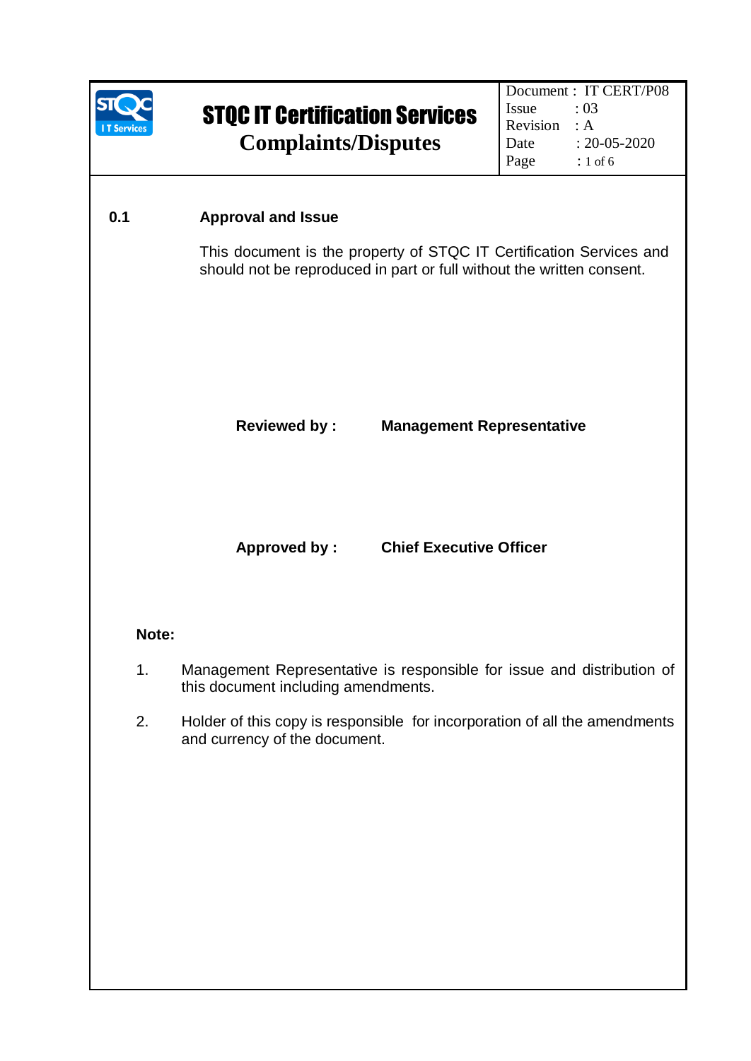# STQC IT Certification Services
## Complaints/Disputes

| | |
|---|---|
| Document | : IT CERT/P08 |
| Issue | : 03 |
| Revision | : A |
| Date | : 20-05-2020 |

### 0.1 Approval and Issue

This document is the property of STQC IT Certification Services and should not be reproduced in part or full without the written consent.

**Reviewed by :** **Management Representative**

**Approved by :** **Chief Executive Officer**

**Note:**

1. Management Representative is responsible for issue and distribution of this document including amendments.
2. Holder of this copy is responsible for incorporation of all the amendments and currency of the document.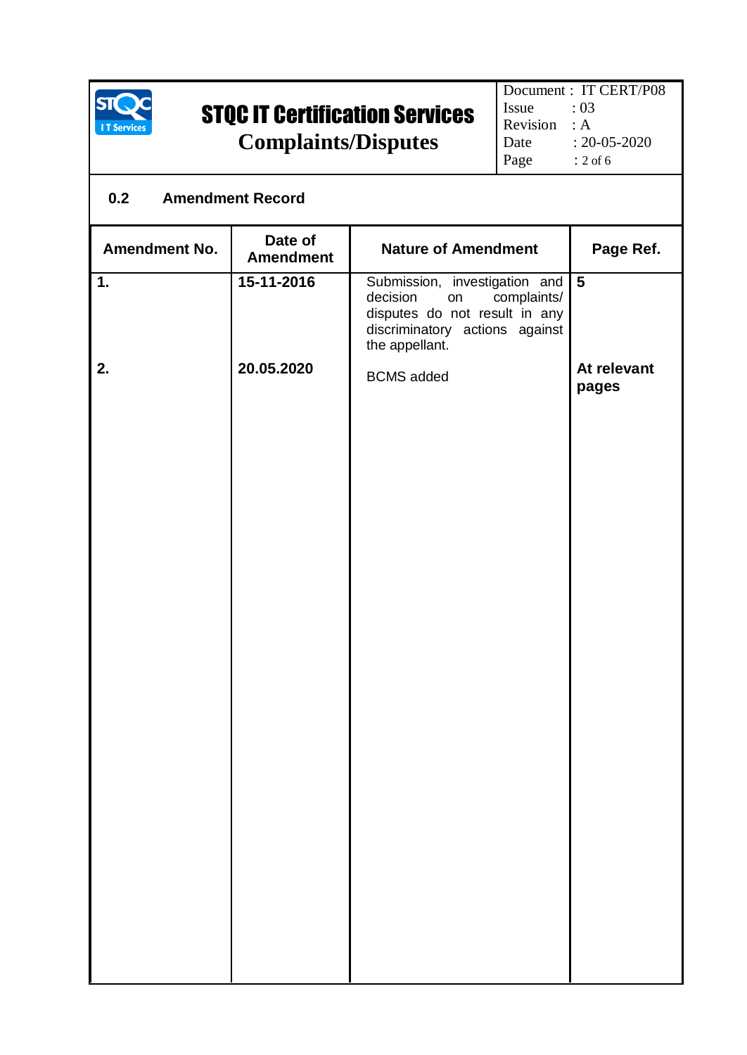## 0.2 Amendment Record

| Amendment No. | Date of Amendment | Nature of Amendment | Page Ref. |
|---|---|---|---|
| **1.** | **15-11-2016** | Submission, investigation and decision on complaints/ disputes do not result in any discriminatory actions against the appellant. | **5** |
| **2.** | **20.05.2020** | BCMS added | **At relevant pages** |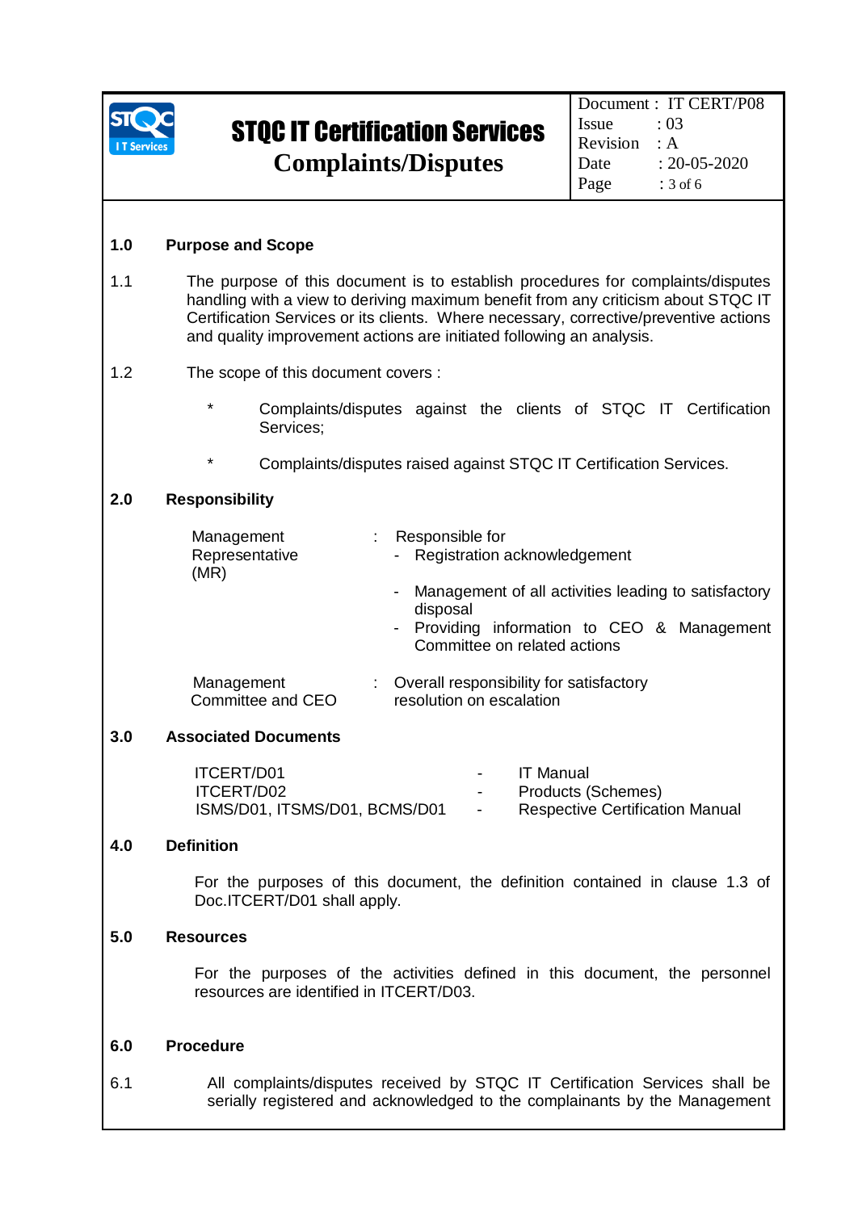## 1.0 Purpose and Scope

1.1 The purpose of this document is to establish procedures for complaints/disputes handling with a view to deriving maximum benefit from any criticism about STQC IT Certification Services or its clients. Where necessary, corrective/preventive actions and quality improvement actions are initiated following an analysis.

1.2 The scope of this document covers :

- Complaints/disputes against the clients of STQC IT Certification Services;
- Complaints/disputes raised against STQC IT Certification Services.

## 2.0 Responsibility

| | | |
|---|---|---|
| Management Representative (MR) | : | Responsible for<br>- Registration acknowledgement<br>- Management of all activities leading to satisfactory disposal<br>- Providing information to CEO & Management Committee on related actions |
| Management Committee and CEO | : | Overall responsibility for satisfactory resolution on escalation |

## 3.0 Associated Documents

| | | |
|---|---|---|
| ITCERT/D01 | - | IT Manual |
| ITCERT/D02 | - | Products (Schemes) |
| ISMS/D01, ITSMS/D01, BCMS/D01 | - | Respective Certification Manual |

## 4.0 Definition

For the purposes of this document, the definition contained in clause 1.3 of Doc.ITCERT/D01 shall apply.

## 5.0 Resources

For the purposes of the activities defined in this document, the personnel resources are identified in ITCERT/D03.

## 6.0 Procedure

6.1 All complaints/disputes received by STQC IT Certification Services shall be serially registered and acknowledged to the complainants by the Management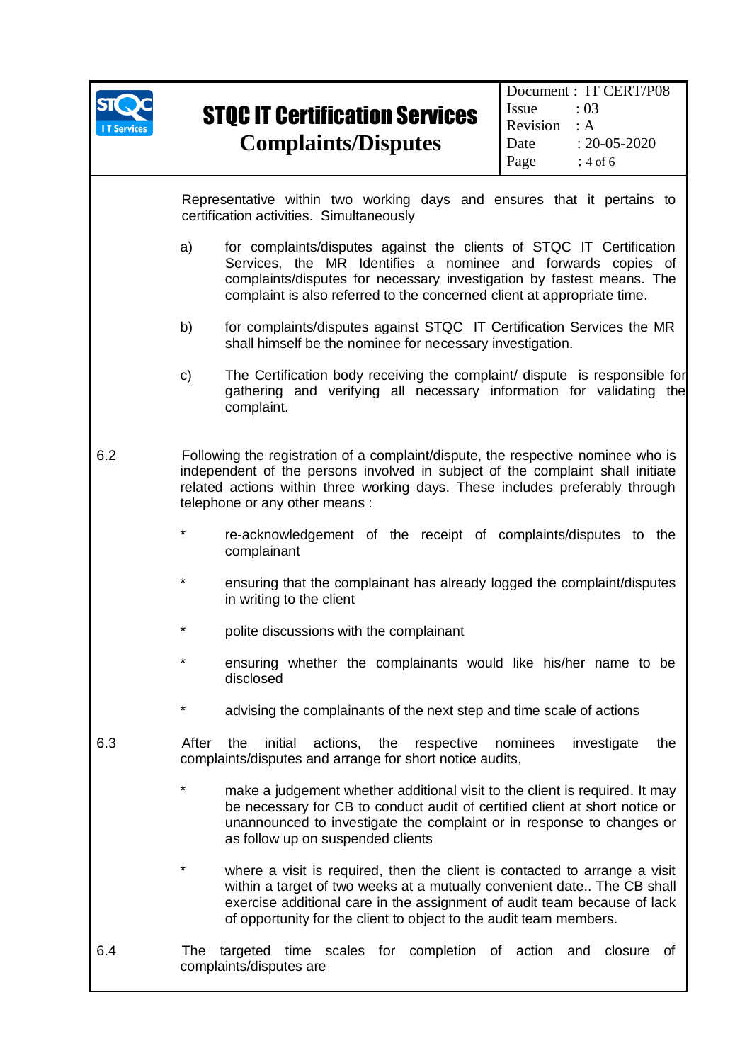Representative within two working days and ensures that it pertains to certification activities. Simultaneously

a) for complaints/disputes against the clients of STQC IT Certification Services, the MR Identifies a nominee and forwards copies of complaints/disputes for necessary investigation by fastest means. The complaint is also referred to the concerned client at appropriate time.

b) for complaints/disputes against STQC IT Certification Services the MR shall himself be the nominee for necessary investigation.

c) The Certification body receiving the complaint/ dispute is responsible for gathering and verifying all necessary information for validating the complaint.

6.2 Following the registration of a complaint/dispute, the respective nominee who is independent of the persons involved in subject of the complaint shall initiate related actions within three working days. These includes preferably through telephone or any other means :

* re-acknowledgement of the receipt of complaints/disputes to the complainant
* ensuring that the complainant has already logged the complaint/disputes in writing to the client
* polite discussions with the complainant
* ensuring whether the complainants would like his/her name to be disclosed
* advising the complainants of the next step and time scale of actions

6.3 After the initial actions, the respective nominees investigate the complaints/disputes and arrange for short notice audits,

* make a judgement whether additional visit to the client is required. It may be necessary for CB to conduct audit of certified client at short notice or unannounced to investigate the complaint or in response to changes or as follow up on suspended clients
* where a visit is required, then the client is contacted to arrange a visit within a target of two weeks at a mutually convenient date.. The CB shall exercise additional care in the assignment of audit team because of lack of opportunity for the client to object to the audit team members.

6.4 The targeted time scales for completion of action and closure of complaints/disputes are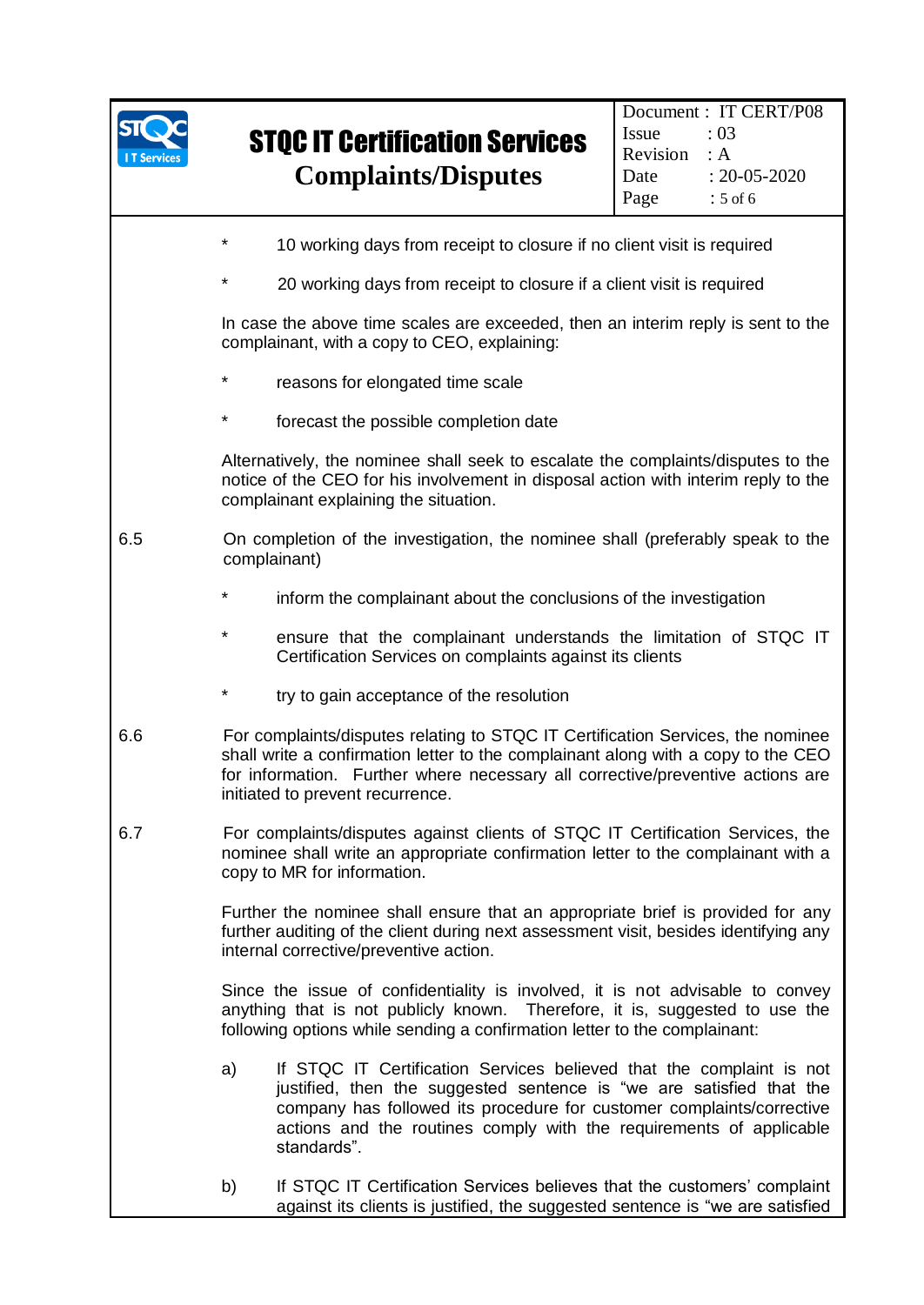* 10 working days from receipt to closure if no client visit is required

* 20 working days from receipt to closure if a client visit is required

In case the above time scales are exceeded, then an interim reply is sent to the complainant, with a copy to CEO, explaining:

* reasons for elongated time scale

* forecast the possible completion date

Alternatively, the nominee shall seek to escalate the complaints/disputes to the notice of the CEO for his involvement in disposal action with interim reply to the complainant explaining the situation.

6.5 On completion of the investigation, the nominee shall (preferably speak to the complainant)

* inform the complainant about the conclusions of the investigation

* ensure that the complainant understands the limitation of STQC IT Certification Services on complaints against its clients

* try to gain acceptance of the resolution

6.6 For complaints/disputes relating to STQC IT Certification Services, the nominee shall write a confirmation letter to the complainant along with a copy to the CEO for information. Further where necessary all corrective/preventive actions are initiated to prevent recurrence.

6.7 For complaints/disputes against clients of STQC IT Certification Services, the nominee shall write an appropriate confirmation letter to the complainant with a copy to MR for information.

Further the nominee shall ensure that an appropriate brief is provided for any further auditing of the client during next assessment visit, besides identifying any internal corrective/preventive action.

Since the issue of confidentiality is involved, it is not advisable to convey anything that is not publicly known. Therefore, it is, suggested to use the following options while sending a confirmation letter to the complainant:

a) If STQC IT Certification Services believed that the complaint is not justified, then the suggested sentence is "we are satisfied that the company has followed its procedure for customer complaints/corrective actions and the routines comply with the requirements of applicable standards".

b) If STQC IT Certification Services believes that the customers' complaint against its clients is justified, the suggested sentence is "we are satisfied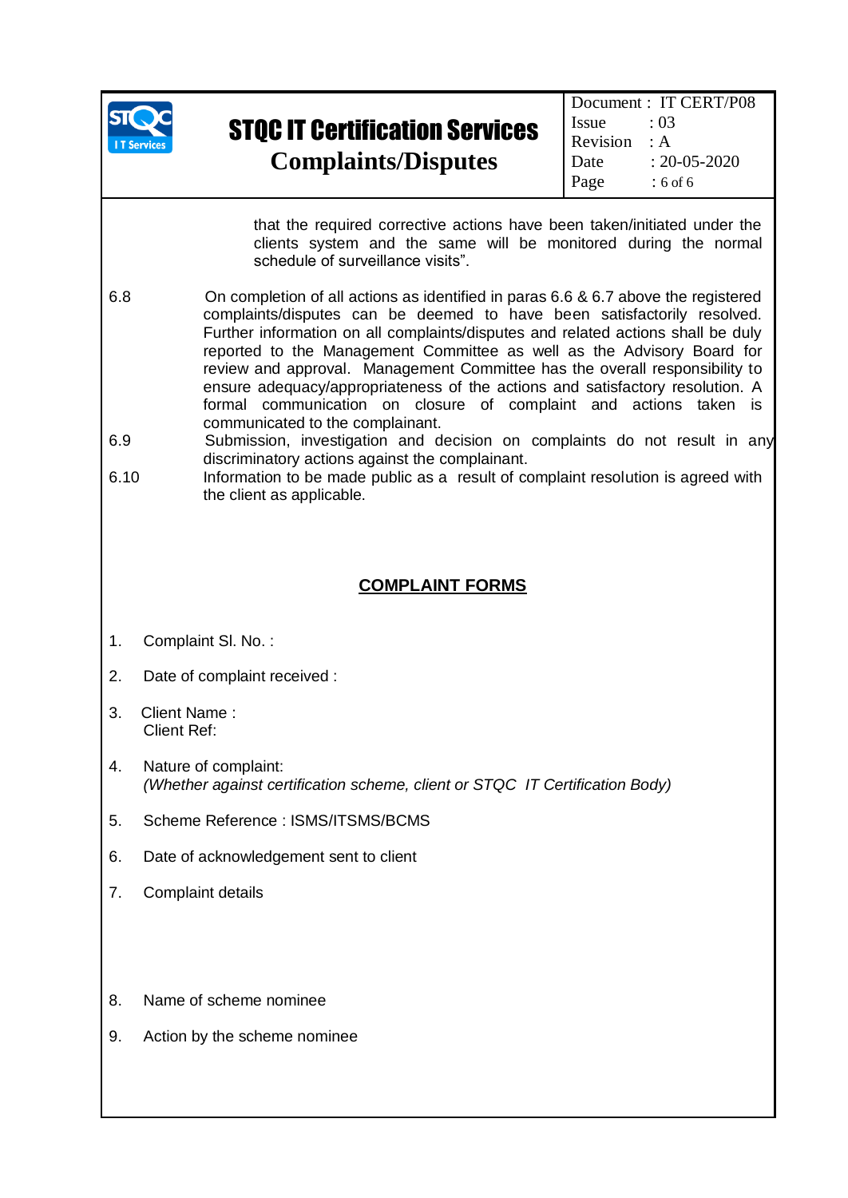that the required corrective actions have been taken/initiated under the clients system and the same will be monitored during the normal schedule of surveillance visits".

6.8 On completion of all actions as identified in paras 6.6 & 6.7 above the registered complaints/disputes can be deemed to have been satisfactorily resolved. Further information on all complaints/disputes and related actions shall be duly reported to the Management Committee as well as the Advisory Board for review and approval. Management Committee has the overall responsibility to ensure adequacy/appropriateness of the actions and satisfactory resolution. A formal communication on closure of complaint and actions taken is communicated to the complainant.

6.9 Submission, investigation and decision on complaints do not result in any discriminatory actions against the complainant.

6.10 Information to be made public as a result of complaint resolution is agreed with the client as applicable.

## COMPLAINT FORMS

1. Complaint Sl. No. :
2. Date of complaint received :
3. Client Name :
   Client Ref:
4. Nature of complaint:
   *(Whether against certification scheme, client or STQC IT Certification Body)*
5. Scheme Reference : ISMS/ITSMS/BCMS
6. Date of acknowledgement sent to client
7. Complaint details
8. Name of scheme nominee
9. Action by the scheme nominee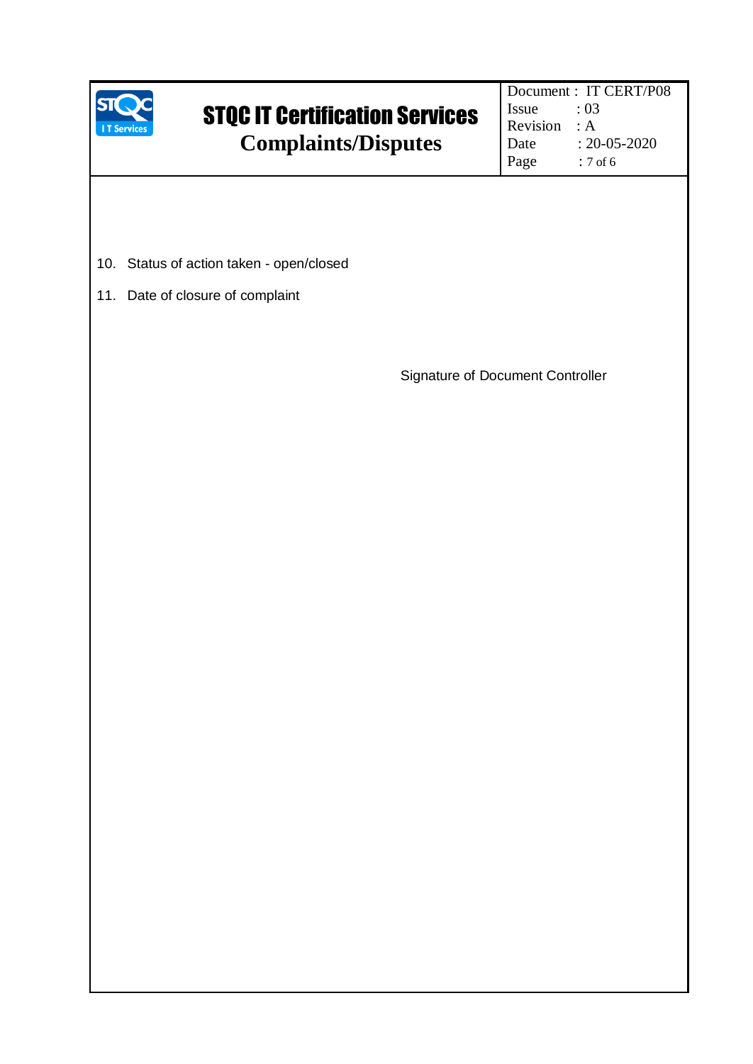10. Status of action taken - open/closed

11. Date of closure of complaint

Signature of Document Controller